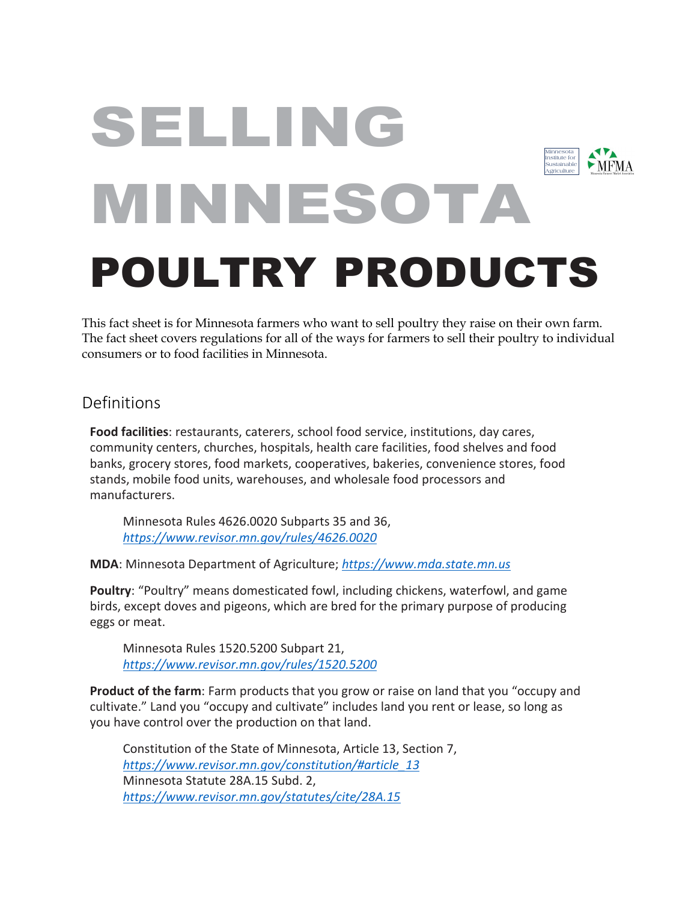# SELLING MINNESOTA POULTRY PRODUCTS

This fact sheet is for Minnesota farmers who want to sell poultry they raise on their own farm. The fact sheet covers regulations for all of the ways for farmers to sell their poultry to individual consumers or to food facilities in Minnesota.

## Definitions

**Food facilities**: restaurants, caterers, school food service, institutions, day cares, community centers, churches, hospitals, health care facilities, food shelves and food banks, grocery stores, food markets, cooperatives, bakeries, convenience stores, food stands, mobile food units, warehouses, and wholesale food processors and manufacturers.

> Minnesota Rules 4626.0020 Subparts 35 and 36, *https://www.revisor.mn.gov/rules/4626.0020*

**MDA**: Minnesota Department of Agriculture; *https://www.mda.state.mn.us*

**Poultry**: "Poultry" means domesticated fowl, including chickens, waterfowl, and game birds, except doves and pigeons, which are bred for the primary purpose of producing eggs or meat.

> Minnesota Rules 1520.5200 Subpart 21, *https://www.revisor.mn.gov/rules/1520.5200*

**Product of the farm**: Farm products that you grow or raise on land that you "occupy and cultivate." Land you "occupy and cultivate" includes land you rent or lease, so long as you have control over the production on that land.

> Constitution of the State of Minnesota, Article 13, Section 7, *https://www.revisor.mn.gov/constitution/#article_13*
> Minnesota Statute 28A.15 Subd. 2, *https://www.revisor.mn.gov/statutes/cite/28A.15*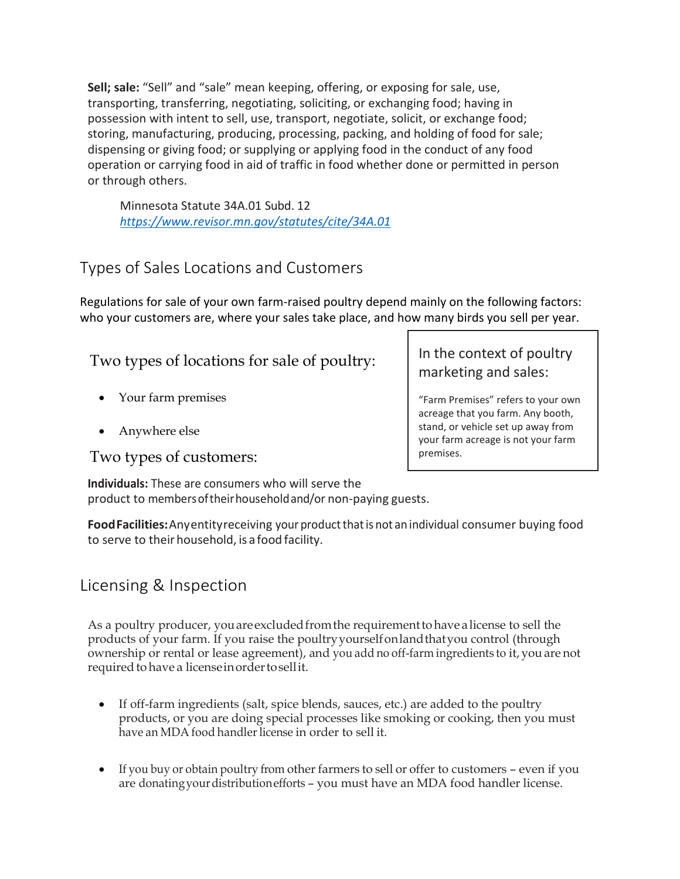**Sell; sale:** "Sell" and "sale" mean keeping, offering, or exposing for sale, use, transporting, transferring, negotiating, soliciting, or exchanging food; having in possession with intent to sell, use, transport, negotiate, solicit, or exchange food; storing, manufacturing, producing, processing, packing, and holding of food for sale; dispensing or giving food; or supplying or applying food in the conduct of any food operation or carrying food in aid of traffic in food whether done or permitted in person or through others.

Minnesota Statute 34A.01 Subd. 12
*https://www.revisor.mn.gov/statutes/cite/34A.01*

## Types of Sales Locations and Customers

Regulations for sale of your own farm-raised poultry depend mainly on the following factors: who your customers are, where your sales take place, and how many birds you sell per year.

### Two types of locations for sale of poultry:

- Your farm premises
- Anywhere else

> In the context of poultry marketing and sales:
>
> "Farm Premises" refers to your own acreage that you farm. Any booth, stand, or vehicle set up away from your farm acreage is not your farm premises.

### Two types of customers:

**Individuals:** These are consumers who will serve the product to members of their household and/or non-paying guests.

**Food Facilities:** Any entity receiving your product that is not an individual consumer buying food to serve to their household, is a food facility.

## Licensing & Inspection

As a poultry producer, you are excluded from the requirement to have a license to sell the products of your farm. If you raise the poultry yourself on land that you control (through ownership or rental or lease agreement), and you add no off-farm ingredients to it, you are not required to have a license in order to sell it.

- If off-farm ingredients (salt, spice blends, sauces, etc.) are added to the poultry products, or you are doing special processes like smoking or cooking, then you must have an MDA food handler license in order to sell it.
- If you buy or obtain poultry from other farmers to sell or offer to customers – even if you are donating your distribution efforts – you must have an MDA food handler license.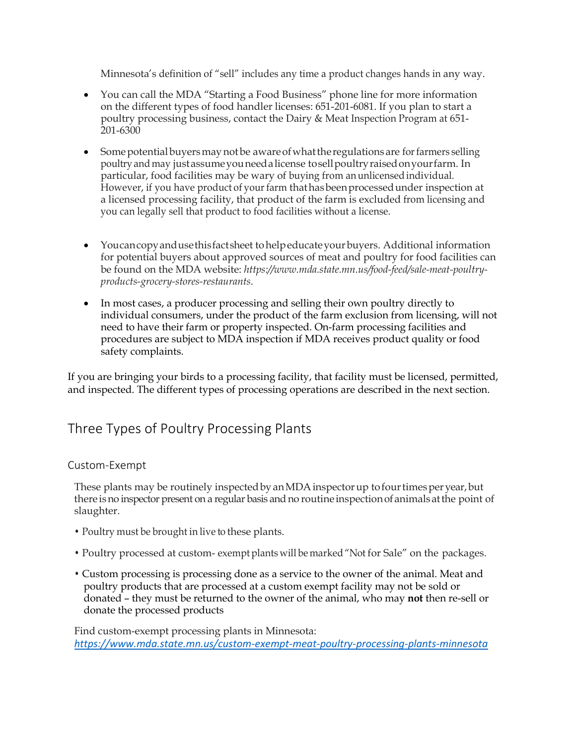Minnesota's definition of "sell" includes any time a product changes hands in any way.

- You can call the MDA "Starting a Food Business" phone line for more information on the different types of food handler licenses: 651-201-6081. If you plan to start a poultry processing business, contact the Dairy & Meat Inspection Program at 651-201-6300

- Some potential buyers may not be aware of what the regulations are for farmers selling poultry and may just assume you need a license to sell poultry raised on your farm. In particular, food facilities may be wary of buying from an unlicensed individual. However, if you have product of your farm that has been processed under inspection at a licensed processing facility, that product of the farm is excluded from licensing and you can legally sell that product to food facilities without a license.

- You can copy and use this fact sheet to help educate your buyers. Additional information for potential buyers about approved sources of meat and poultry for food facilities can be found on the MDA website: *https://www.mda.state.mn.us/food-feed/sale-meat-poultry-products-grocery-stores-restaurants*.

- In most cases, a producer processing and selling their own poultry directly to individual consumers, under the product of the farm exclusion from licensing, will not need to have their farm or property inspected. On-farm processing facilities and procedures are subject to MDA inspection if MDA receives product quality or food safety complaints.

If you are bringing your birds to a processing facility, that facility must be licensed, permitted, and inspected. The different types of processing operations are described in the next section.

## Three Types of Poultry Processing Plants

### Custom-Exempt

These plants may be routinely inspected by an MDA inspector up to four times per year, but there is no inspector present on a regular basis and no routine inspection of animals at the point of slaughter.

- Poultry must be brought in live to these plants.
- Poultry processed at custom- exempt plants will be marked "Not for Sale" on the packages.
- Custom processing is processing done as a service to the owner of the animal. Meat and poultry products that are processed at a custom exempt facility may not be sold or donated – they must be returned to the owner of the animal, who may **not** then re-sell or donate the processed products

Find custom-exempt processing plants in Minnesota:
*https://www.mda.state.mn.us/custom-exempt-meat-poultry-processing-plants-minnesota*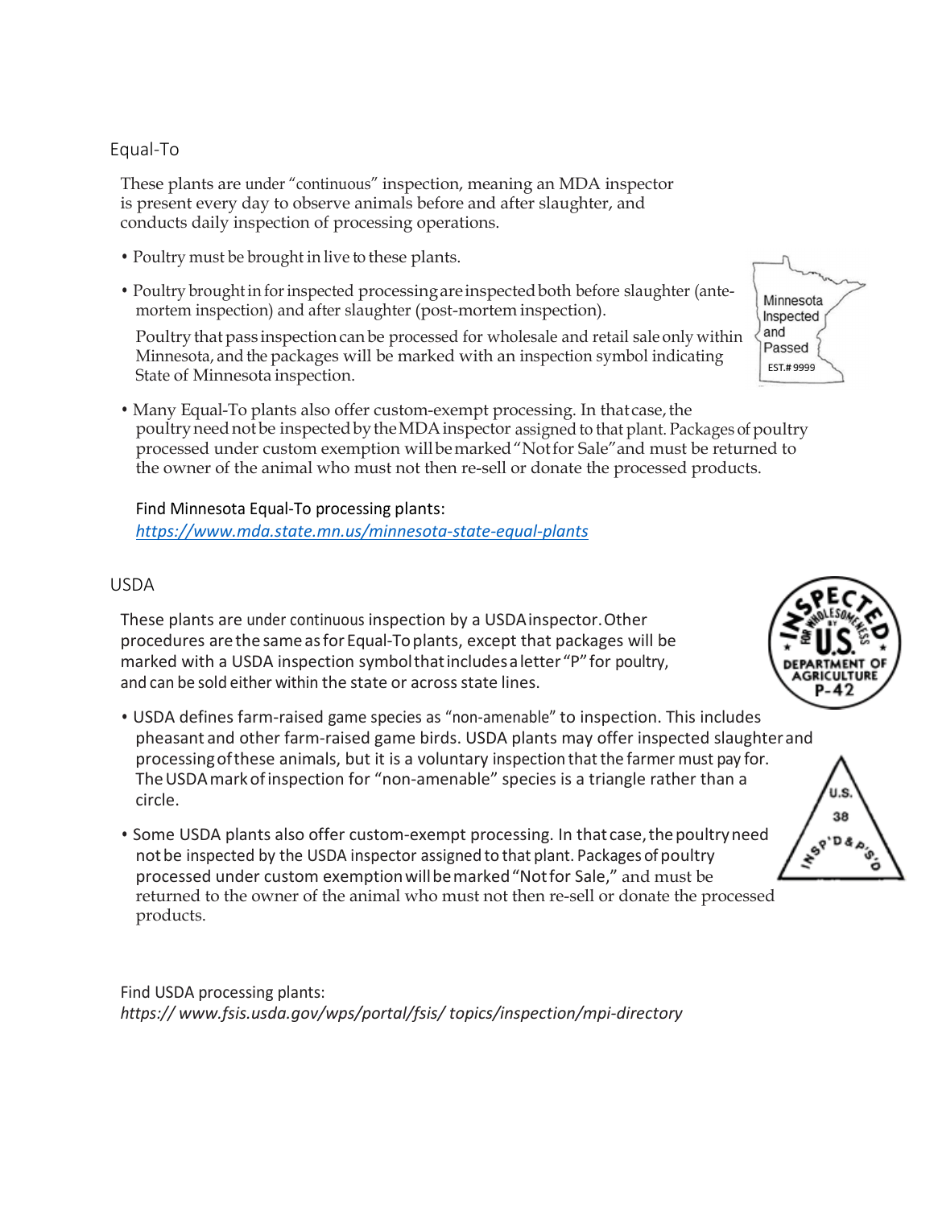## Equal-To

These plants are under "continuous" inspection, meaning an MDA inspector is present every day to observe animals before and after slaughter, and conducts daily inspection of processing operations.

- Poultry must be brought in live to these plants.
- Poultry brought in for inspected processing are inspected both before slaughter (ante-mortem inspection) and after slaughter (post-mortem inspection).

  Poultry that pass inspection can be processed for wholesale and retail sale only within Minnesota, and the packages will be marked with an inspection symbol indicating State of Minnesota inspection.
- Many Equal-To plants also offer custom-exempt processing. In that case, the poultry need not be inspected by the MDA inspector assigned to that plant. Packages of poultry processed under custom exemption will be marked "Not for Sale" and must be returned to the owner of the animal who must not then re-sell or donate the processed products.

Find Minnesota Equal-To processing plants:
*https://www.mda.state.mn.us/minnesota-state-equal-plants*

## USDA

These plants are under continuous inspection by a USDA inspector. Other procedures are the same as for Equal-To plants, except that packages will be marked with a USDA inspection symbol that includes a letter "P" for poultry, and can be sold either within the state or across state lines.

- USDA defines farm-raised game species as "non-amenable" to inspection. This includes pheasant and other farm-raised game birds. USDA plants may offer inspected slaughter and processing of these animals, but it is a voluntary inspection that the farmer must pay for. The USDA mark of inspection for "non-amenable" species is a triangle rather than a circle.
- Some USDA plants also offer custom-exempt processing. In that case, the poultry need not be inspected by the USDA inspector assigned to that plant. Packages of poultry processed under custom exemption will be marked "Not for Sale," and must be returned to the owner of the animal who must not then re-sell or donate the processed products.

Find USDA processing plants:
*https:// www.fsis.usda.gov/wps/portal/fsis/ topics/inspection/mpi-directory*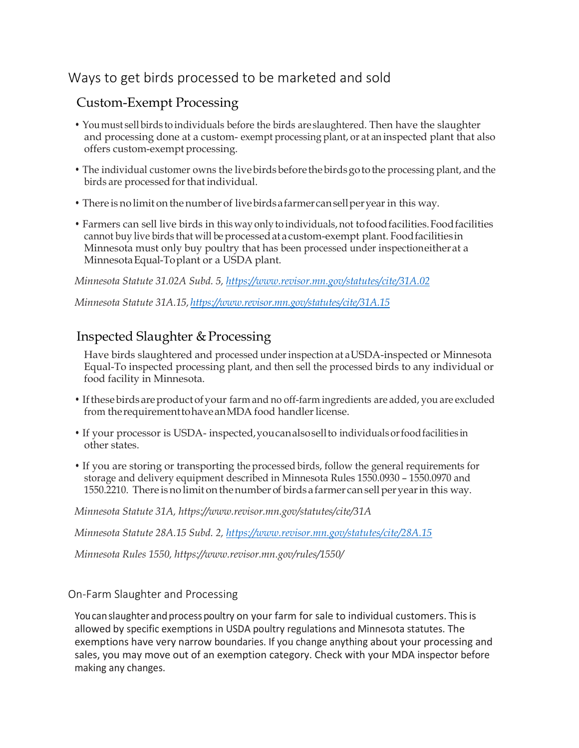# Ways to get birds processed to be marketed and sold

## Custom-Exempt Processing

- You must sell birds to individuals before the birds are slaughtered. Then have the slaughter and processing done at a custom- exempt processing plant, or at an inspected plant that also offers custom-exempt processing.
- The individual customer owns the live birds before the birds go to the processing plant, and the birds are processed for that individual.
- There is no limit on the number of live birds a farmer can sell per year in this way.
- Farmers can sell live birds in this way only to individuals, not to food facilities. Food facilities cannot buy live birds that will be processed at a custom-exempt plant. Food facilities in Minnesota must only buy poultry that has been processed under inspection either at a Minnesota Equal-To plant or a USDA plant.

*Minnesota Statute 31.02A Subd. 5, https://www.revisor.mn.gov/statutes/cite/31A.02*

*Minnesota Statute 31A.15, https://www.revisor.mn.gov/statutes/cite/31A.15*

## Inspected Slaughter & Processing

Have birds slaughtered and processed under inspection at a USDA-inspected or Minnesota Equal-To inspected processing plant, and then sell the processed birds to any individual or food facility in Minnesota.

- If these birds are product of your farm and no off-farm ingredients are added, you are excluded from the requirement to have an MDA food handler license.
- If your processor is USDA- inspected, you can also sell to individuals or food facilities in other states.
- If you are storing or transporting the processed birds, follow the general requirements for storage and delivery equipment described in Minnesota Rules 1550.0930 – 1550.0970 and 1550.2210. There is no limit on the number of birds a farmer can sell per year in this way.

*Minnesota Statute 31A, https://www.revisor.mn.gov/statutes/cite/31A*

*Minnesota Statute 28A.15 Subd. 2, https://www.revisor.mn.gov/statutes/cite/28A.15*

*Minnesota Rules 1550, https://www.revisor.mn.gov/rules/1550/*

## On-Farm Slaughter and Processing

You can slaughter and process poultry on your farm for sale to individual customers. This is allowed by specific exemptions in USDA poultry regulations and Minnesota statutes. The exemptions have very narrow boundaries. If you change anything about your processing and sales, you may move out of an exemption category. Check with your MDA inspector before making any changes.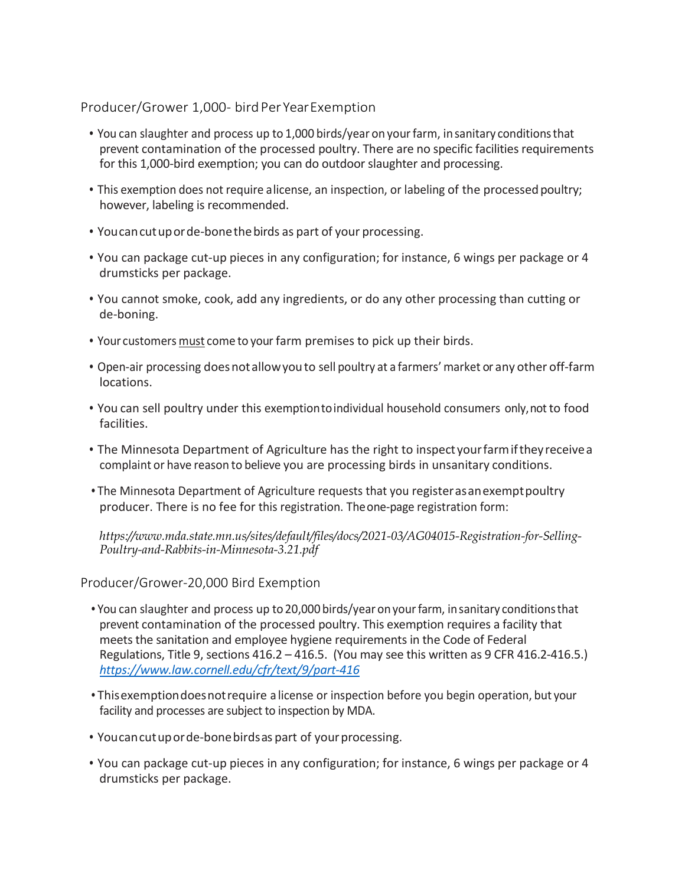## Producer/Grower 1,000- bird Per Year Exemption

- You can slaughter and process up to 1,000 birds/year on your farm, in sanitary conditions that prevent contamination of the processed poultry. There are no specific facilities requirements for this 1,000-bird exemption; you can do outdoor slaughter and processing.
- This exemption does not require a license, an inspection, or labeling of the processed poultry; however, labeling is recommended.
- You can cut up or de-bone the birds as part of your processing.
- You can package cut-up pieces in any configuration; for instance, 6 wings per package or 4 drumsticks per package.
- You cannot smoke, cook, add any ingredients, or do any other processing than cutting or de-boning.
- Your customers <u>must</u> come to your farm premises to pick up their birds.
- Open-air processing does not allow you to sell poultry at a farmers' market or any other off-farm locations.
- You can sell poultry under this exemption to individual household consumers only, not to food facilities.
- The Minnesota Department of Agriculture has the right to inspect your farm if they receive a complaint or have reason to believe you are processing birds in unsanitary conditions.
- The Minnesota Department of Agriculture requests that you register as an exempt poultry producer. There is no fee for this registration. The one-page registration form:

  *https://www.mda.state.mn.us/sites/default/files/docs/2021-03/AG04015-Registration-for-Selling-Poultry-and-Rabbits-in-Minnesota-3.21.pdf*

## Producer/Grower-20,000 Bird Exemption

- You can slaughter and process up to 20,000 birds/year on your farm, in sanitary conditions that prevent contamination of the processed poultry. This exemption requires a facility that meets the sanitation and employee hygiene requirements in the Code of Federal Regulations, Title 9, sections 416.2 – 416.5. (You may see this written as 9 CFR 416.2-416.5.) [https://www.law.cornell.edu/cfr/text/9/part-416](https://www.law.cornell.edu/cfr/text/9/part-416)
- This exemption does not require a license or inspection before you begin operation, but your facility and processes are subject to inspection by MDA.
- You can cut up or de-bone birds as part of your processing.
- You can package cut-up pieces in any configuration; for instance, 6 wings per package or 4 drumsticks per package.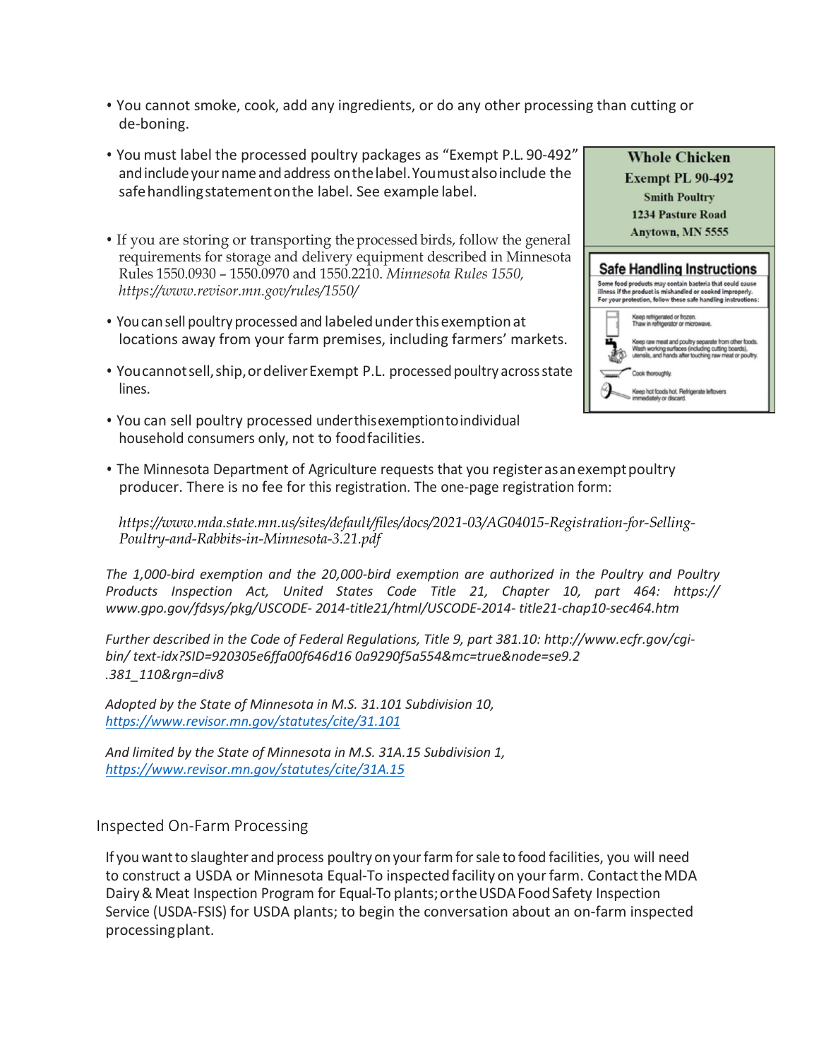- You cannot smoke, cook, add any ingredients, or do any other processing than cutting or de-boning.
- You must label the processed poultry packages as "Exempt P.L. 90-492" and include your name and address on the label. You must also include the safe handling statement on the label. See example label.
- If you are storing or transporting the processed birds, follow the general requirements for storage and delivery equipment described in Minnesota Rules 1550.0930 – 1550.0970 and 1550.2210. *Minnesota Rules 1550, https://www.revisor.mn.gov/rules/1550/*
- You can sell poultry processed and labeled under this exemption at locations away from your farm premises, including farmers' markets.
- You cannot sell, ship, or deliver Exempt P.L. processed poultry across state lines.
- You can sell poultry processed under this exemption to individual household consumers only, not to food facilities.

Whole Chicken
Exempt PL 90-492
Smith Poultry
1234 Pasture Road
Anytown, MN 5555

**Safe Handling Instructions**

Some food products may contain bacteria that could cause illness if the product is mishandled or cooked improperly. For your protection, follow these safe handling instructions:

- Keep refrigerated or frozen. Thaw in refrigerator or microwave.
- Keep raw meat and poultry separate from other foods. Wash working surfaces (including cutting boards), utensils, and hands after touching raw meat or poultry.
- Cook thoroughly.
- Keep hot foods hot. Refrigerate leftovers immediately or discard.

- The Minnesota Department of Agriculture requests that you register as an exempt poultry producer. There is no fee for this registration. The one-page registration form:

  *https://www.mda.state.mn.us/sites/default/files/docs/2021-03/AG04015-Registration-for-Selling-Poultry-and-Rabbits-in-Minnesota-3.21.pdf*

*The 1,000-bird exemption and the 20,000-bird exemption are authorized in the Poultry and Poultry Products Inspection Act, United States Code Title 21, Chapter 10, part 464: https://www.gpo.gov/fdsys/pkg/USCODE- 2014-title21/html/USCODE-2014- title21-chap10-sec464.htm*

*Further described in the Code of Federal Regulations, Title 9, part 381.10: http://www.ecfr.gov/cgi-bin/ text-idx?SID=920305e6ffa00f646d16 0a9290f5a554&mc=true&node=se9.2 .381_110&rgn=div8*

*Adopted by the State of Minnesota in M.S. 31.101 Subdivision 10, https://www.revisor.mn.gov/statutes/cite/31.101*

*And limited by the State of Minnesota in M.S. 31A.15 Subdivision 1, https://www.revisor.mn.gov/statutes/cite/31A.15*

## Inspected On-Farm Processing

If you want to slaughter and process poultry on your farm for sale to food facilities, you will need to construct a USDA or Minnesota Equal-To inspected facility on your farm. Contact the MDA Dairy & Meat Inspection Program for Equal-To plants; or the USDA Food Safety Inspection Service (USDA-FSIS) for USDA plants; to begin the conversation about an on-farm inspected processing plant.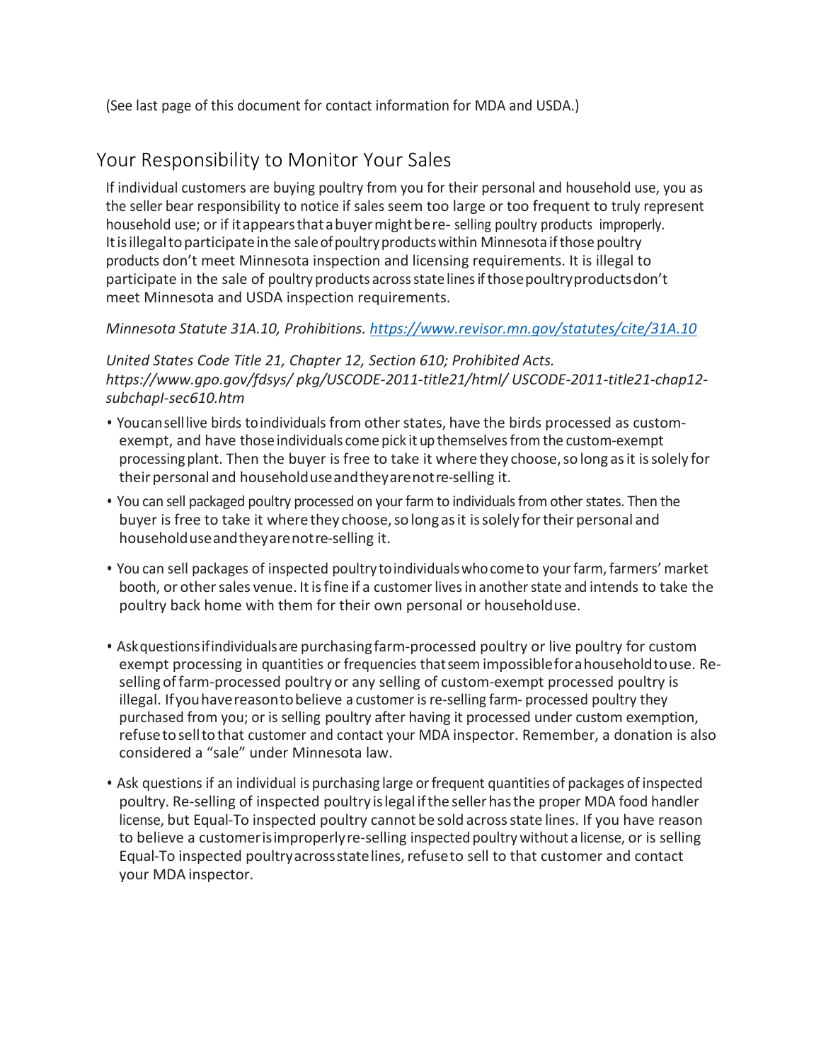(See last page of this document for contact information for MDA and USDA.)

## Your Responsibility to Monitor Your Sales

If individual customers are buying poultry from you for their personal and household use, you as the seller bear responsibility to notice if sales seem too large or too frequent to truly represent household use; or if it appears that a buyer might be re- selling poultry products improperly. It is illegal to participate in the sale of poultry products within Minnesota if those poultry products don't meet Minnesota inspection and licensing requirements. It is illegal to participate in the sale of poultry products across state lines if those poultry products don't meet Minnesota and USDA inspection requirements.

*Minnesota Statute 31A.10, Prohibitions. https://www.revisor.mn.gov/statutes/cite/31A.10*

*United States Code Title 21, Chapter 12, Section 610; Prohibited Acts. https://www.gpo.gov/fdsys/ pkg/USCODE-2011-title21/html/ USCODE-2011-title21-chap12-subchapI-sec610.htm*

- You can sell live birds to individuals from other states, have the birds processed as custom-exempt, and have those individuals come pick it up themselves from the custom-exempt processing plant. Then the buyer is free to take it where they choose, so long as it is solely for their personal and household use and they are not re-selling it.
- You can sell packaged poultry processed on your farm to individuals from other states. Then the buyer is free to take it where they choose, so long as it is solely for their personal and household use and they are not re-selling it.
- You can sell packages of inspected poultry to individuals who come to your farm, farmers' market booth, or other sales venue. It is fine if a customer lives in another state and intends to take the poultry back home with them for their own personal or household use.
- Ask questions if individuals are purchasing farm-processed poultry or live poultry for custom exempt processing in quantities or frequencies that seem impossible for a household to use. Re-selling of farm-processed poultry or any selling of custom-exempt processed poultry is illegal. If you have reason to believe a customer is re-selling farm- processed poultry they purchased from you; or is selling poultry after having it processed under custom exemption, refuse to sell to that customer and contact your MDA inspector. Remember, a donation is also considered a "sale" under Minnesota law.
- Ask questions if an individual is purchasing large or frequent quantities of packages of inspected poultry. Re-selling of inspected poultry is legal if the seller has the proper MDA food handler license, but Equal-To inspected poultry cannot be sold across state lines. If you have reason to believe a customer is improperly re-selling inspected poultry without a license, or is selling Equal-To inspected poultry across state lines, refuse to sell to that customer and contact your MDA inspector.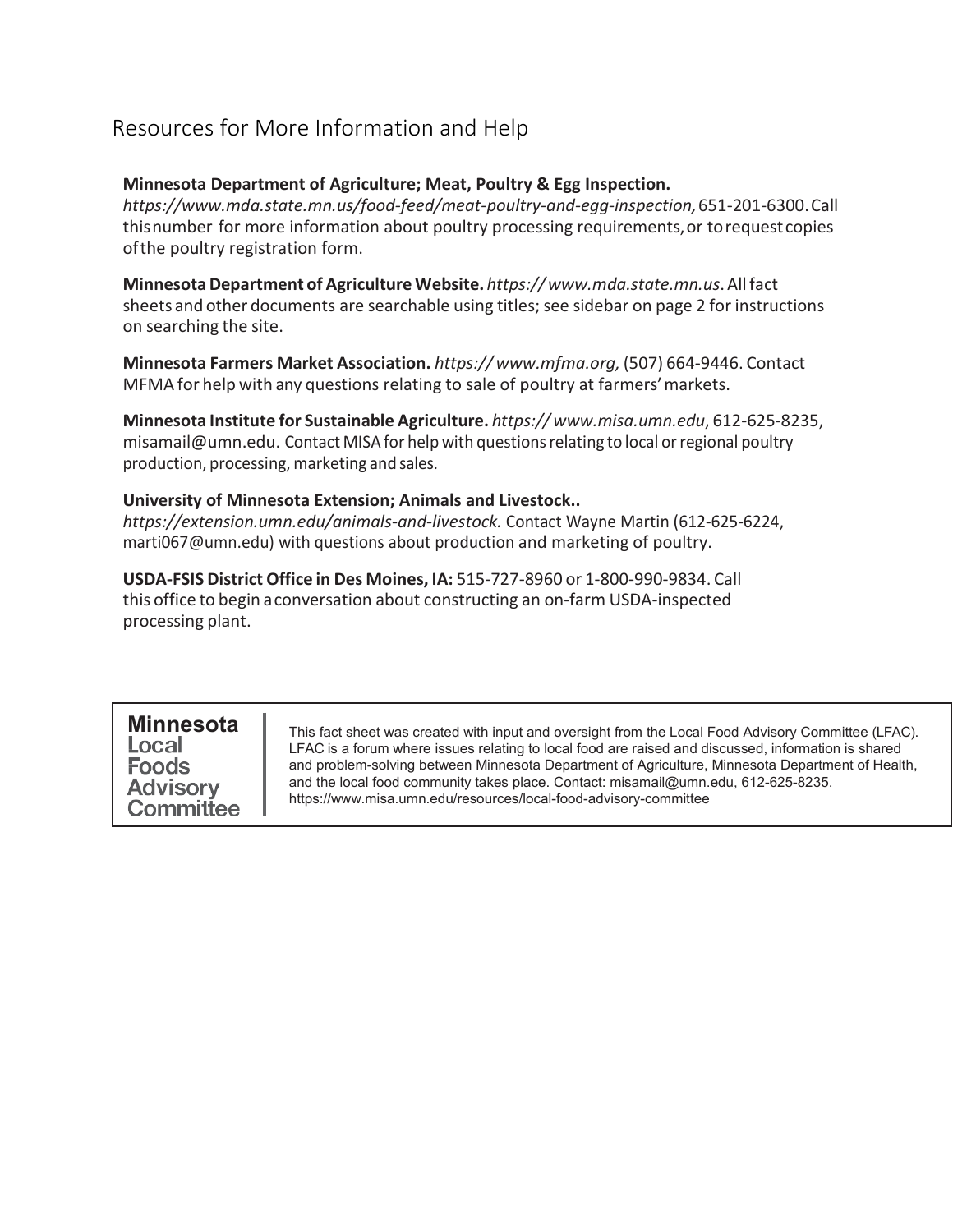## Resources for More Information and Help

**Minnesota Department of Agriculture; Meat, Poultry & Egg Inspection.** *https://www.mda.state.mn.us/food-feed/meat-poultry-and-egg-inspection,* 651-201-6300. Call this number for more information about poultry processing requirements, or to request copies of the poultry registration form.

**Minnesota Department of Agriculture Website.** *https:// www.mda.state.mn.us*. All fact sheets and other documents are searchable using titles; see sidebar on page 2 for instructions on searching the site.

**Minnesota Farmers Market Association.** *https:// www.mfma.org,* (507) 664-9446. Contact MFMA for help with any questions relating to sale of poultry at farmers' markets.

**Minnesota Institute for Sustainable Agriculture.** *https:// www.misa.umn.edu*, 612-625-8235, misamail@umn.edu. Contact MISA for help with questions relating to local or regional poultry production, processing, marketing and sales.

**University of Minnesota Extension; Animals and Livestock..** *https://extension.umn.edu/animals-and-livestock.* Contact Wayne Martin (612-625-6224, marti067@umn.edu) with questions about production and marketing of poultry.

**USDA-FSIS District Office in Des Moines, IA:** 515-727-8960 or 1-800-990-9834. Call this office to begin a conversation about constructing an on-farm USDA-inspected processing plant.

**Minnesota Local Foods Advisory Committee**

This fact sheet was created with input and oversight from the Local Food Advisory Committee (LFAC). LFAC is a forum where issues relating to local food are raised and discussed, information is shared and problem-solving between Minnesota Department of Agriculture, Minnesota Department of Health, and the local food community takes place. Contact: misamail@umn.edu, 612-625-8235. https://www.misa.umn.edu/resources/local-food-advisory-committee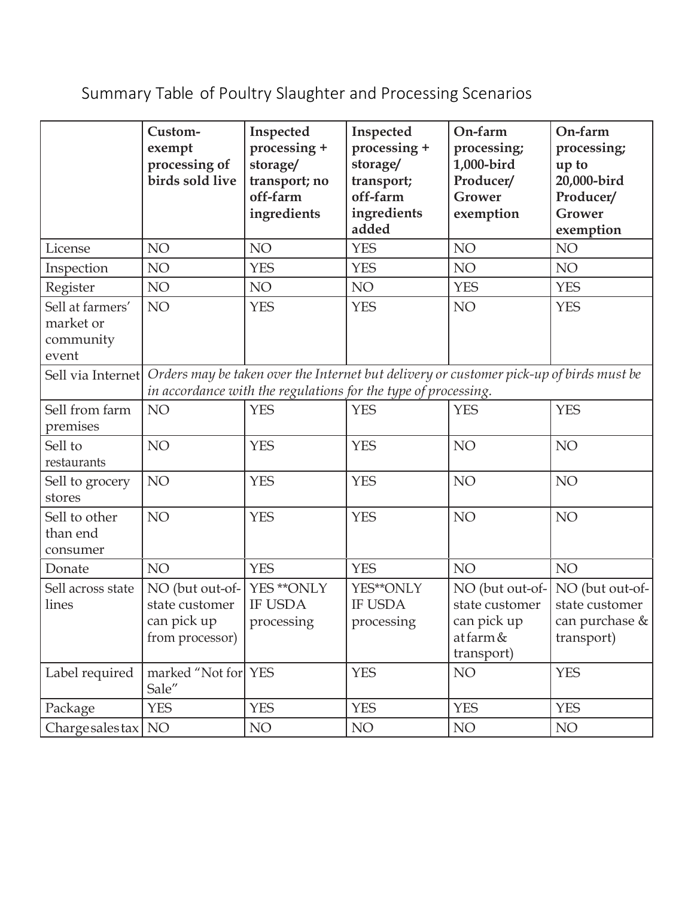## Summary Table of Poultry Slaughter and Processing Scenarios

| | **Custom-exempt processing of birds sold live** | **Inspected processing + storage/ transport; no off-farm ingredients** | **Inspected processing + storage/ transport; off-farm ingredients added** | **On-farm processing; 1,000-bird Producer/ Grower exemption** | **On-farm processing; up to 20,000-bird Producer/ Grower exemption** |
|---|---|---|---|---|---|
| License | NO | NO | YES | NO | NO |
| Inspection | NO | YES | YES | NO | NO |
| Register | NO | NO | NO | YES | YES |
| Sell at farmers' market or community event | NO | YES | YES | NO | YES |
| Sell via Internet | *Orders may be taken over the Internet but delivery or customer pick-up of birds must be in accordance with the regulations for the type of processing.* | | | | |
| Sell from farm premises | NO | YES | YES | YES | YES |
| Sell to restaurants | NO | YES | YES | NO | NO |
| Sell to grocery stores | NO | YES | YES | NO | NO |
| Sell to other than end consumer | NO | YES | YES | NO | NO |
| Donate | NO | YES | YES | NO | NO |
| Sell across state lines | NO (but out-of-state customer can pick up from processor) | YES **ONLY IF USDA processing | YES**ONLY IF USDA processing | NO (but out-of-state customer can pick up at farm & transport) | NO (but out-of-state customer can purchase & transport) |
| Label required | marked "Not for Sale" | YES | YES | NO | YES |
| Package | YES | YES | YES | YES | YES |
| Charge sales tax | NO | NO | NO | NO | NO |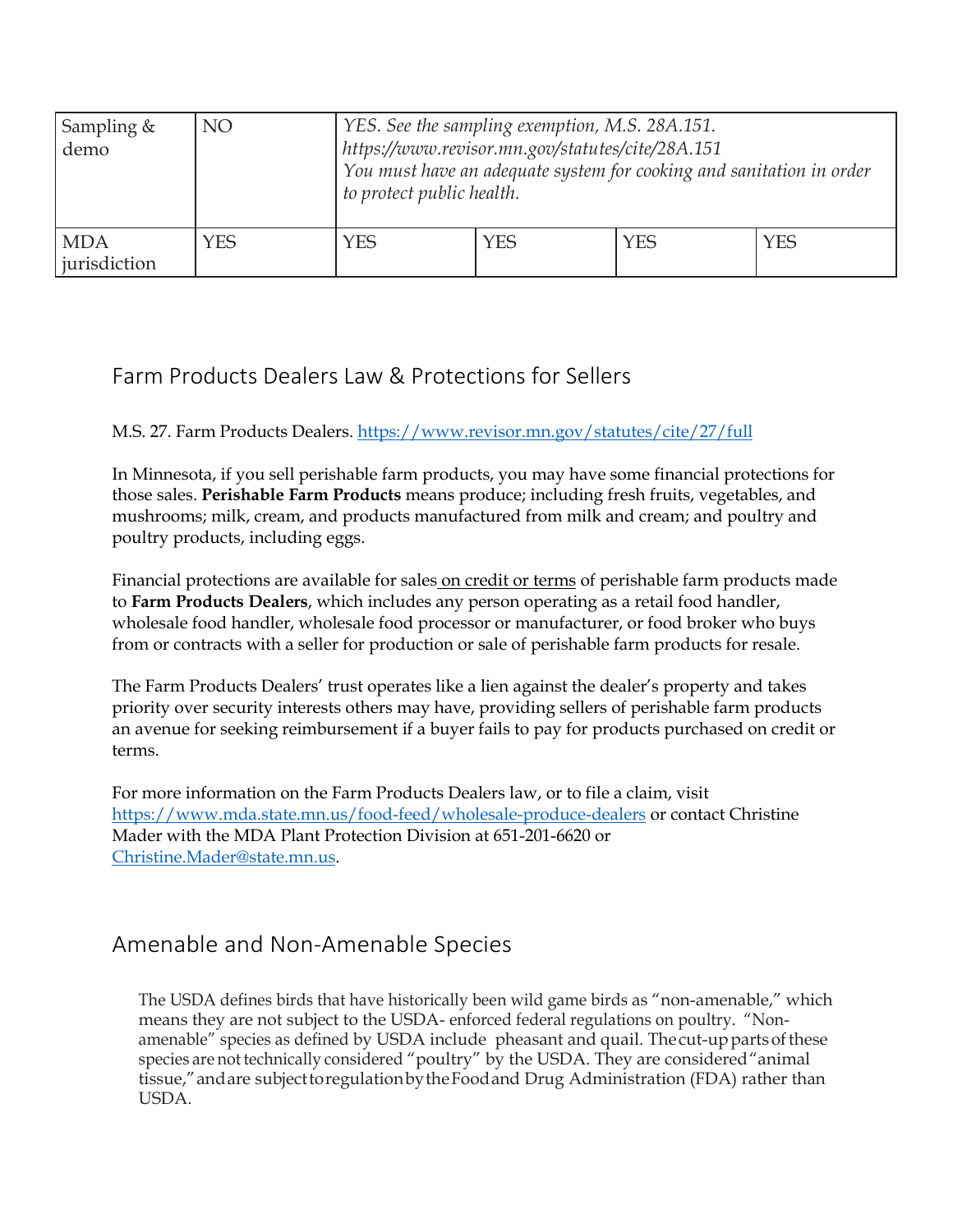| Sampling & demo | NO | *YES. See the sampling exemption, M.S. 28A.151. https://www.revisor.mn.gov/statutes/cite/28A.151 You must have an adequate system for cooking and sanitation in order to protect public health.* | | | |
|---|---|---|---|---|---|
| MDA jurisdiction | YES | YES | YES | YES | YES |

## Farm Products Dealers Law & Protections for Sellers

M.S. 27. Farm Products Dealers. https://www.revisor.mn.gov/statutes/cite/27/full

In Minnesota, if you sell perishable farm products, you may have some financial protections for those sales. **Perishable Farm Products** means produce; including fresh fruits, vegetables, and mushrooms; milk, cream, and products manufactured from milk and cream; and poultry and poultry products, including eggs.

Financial protections are available for sales on credit or terms of perishable farm products made to **Farm Products Dealers**, which includes any person operating as a retail food handler, wholesale food handler, wholesale food processor or manufacturer, or food broker who buys from or contracts with a seller for production or sale of perishable farm products for resale.

The Farm Products Dealers' trust operates like a lien against the dealer's property and takes priority over security interests others may have, providing sellers of perishable farm products an avenue for seeking reimbursement if a buyer fails to pay for products purchased on credit or terms.

For more information on the Farm Products Dealers law, or to file a claim, visit https://www.mda.state.mn.us/food-feed/wholesale-produce-dealers or contact Christine Mader with the MDA Plant Protection Division at 651-201-6620 or Christine.Mader@state.mn.us.

## Amenable and Non-Amenable Species

The USDA defines birds that have historically been wild game birds as "non-amenable," which means they are not subject to the USDA- enforced federal regulations on poultry. "Non-amenable" species as defined by USDA include pheasant and quail. The cut-up parts of these species are not technically considered "poultry" by the USDA. They are considered "animal tissue," and are subject to regulation by the Food and Drug Administration (FDA) rather than USDA.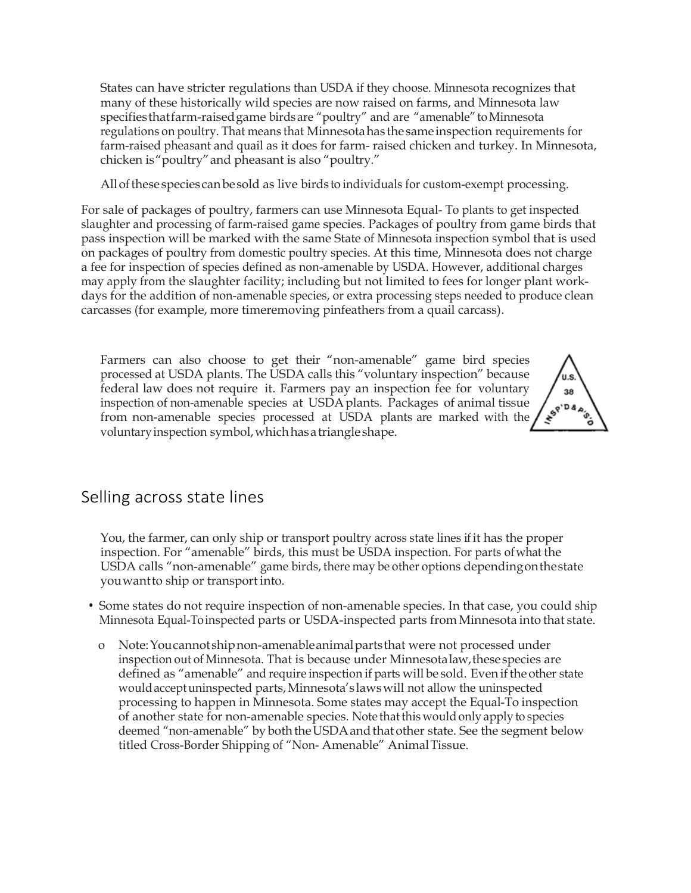States can have stricter regulations than USDA if they choose. Minnesota recognizes that many of these historically wild species are now raised on farms, and Minnesota law specifies that farm-raised game birds are "poultry" and are "amenable" to Minnesota regulations on poultry. That means that Minnesota has the same inspection requirements for farm-raised pheasant and quail as it does for farm- raised chicken and turkey. In Minnesota, chicken is "poultry" and pheasant is also "poultry."

All of these species can be sold as live birds to individuals for custom-exempt processing.

For sale of packages of poultry, farmers can use Minnesota Equal- To plants to get inspected slaughter and processing of farm-raised game species. Packages of poultry from game birds that pass inspection will be marked with the same State of Minnesota inspection symbol that is used on packages of poultry from domestic poultry species. At this time, Minnesota does not charge a fee for inspection of species defined as non-amenable by USDA. However, additional charges may apply from the slaughter facility; including but not limited to fees for longer plant work-days for the addition of non-amenable species, or extra processing steps needed to produce clean carcasses (for example, more timeremoving pinfeathers from a quail carcass).

Farmers can also choose to get their "non-amenable" game bird species processed at USDA plants. The USDA calls this "voluntary inspection" because federal law does not require it. Farmers pay an inspection fee for voluntary inspection of non-amenable species at USDA plants. Packages of animal tissue from non-amenable species processed at USDA plants are marked with the voluntary inspection symbol, which has a triangle shape.

U.S. 38 INSP'D & P'S'D

## Selling across state lines

You, the farmer, can only ship or transport poultry across state lines if it has the proper inspection. For "amenable" birds, this must be USDA inspection. For parts of what the USDA calls "non-amenable" game birds, there may be other options depending on the state you want to ship or transport into.

- Some states do not require inspection of non-amenable species. In that case, you could ship Minnesota Equal-To inspected parts or USDA-inspected parts from Minnesota into that state.
  - Note: You cannot ship non-amenable animal parts that were not processed under inspection out of Minnesota. That is because under Minnesota law, these species are defined as "amenable" and require inspection if parts will be sold. Even if the other state would accept uninspected parts, Minnesota's laws will not allow the uninspected processing to happen in Minnesota. Some states may accept the Equal-To inspection of another state for non-amenable species. Note that this would only apply to species deemed "non-amenable" by both the USDA and that other state. See the segment below titled Cross-Border Shipping of "Non- Amenable" Animal Tissue.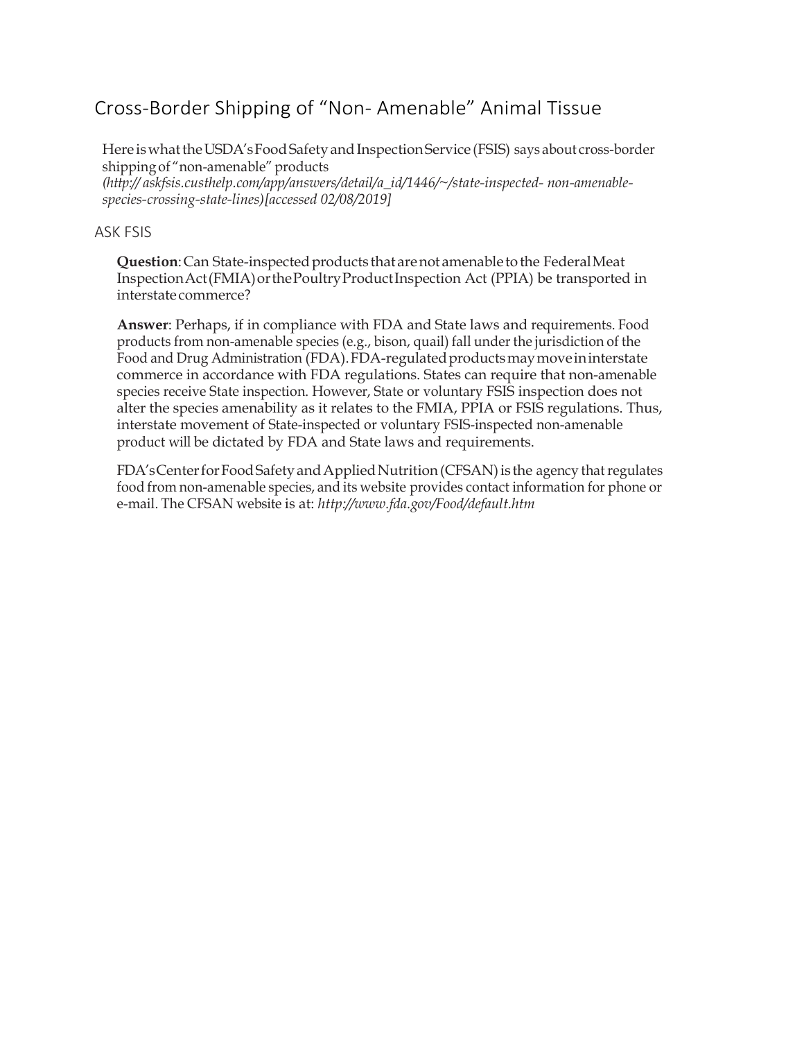## Cross-Border Shipping of "Non- Amenable" Animal Tissue

Here is what the USDA's Food Safety and Inspection Service (FSIS) says about cross-border shipping of "non-amenable" products *(http:// askfsis.custhelp.com/app/answers/detail/a_id/1446/~/state-inspected- non-amenable-species-crossing-state-lines)[accessed 02/08/2019]*

### ASK FSIS

**Question**: Can State-inspected products that are not amenable to the Federal Meat Inspection Act (FMIA) or the Poultry Product Inspection Act (PPIA) be transported in interstate commerce?

**Answer**: Perhaps, if in compliance with FDA and State laws and requirements. Food products from non-amenable species (e.g., bison, quail) fall under the jurisdiction of the Food and Drug Administration (FDA). FDA-regulated products may move in interstate commerce in accordance with FDA regulations. States can require that non-amenable species receive State inspection. However, State or voluntary FSIS inspection does not alter the species amenability as it relates to the FMIA, PPIA or FSIS regulations. Thus, interstate movement of State-inspected or voluntary FSIS-inspected non-amenable product will be dictated by FDA and State laws and requirements.

FDA's Center for Food Safety and Applied Nutrition (CFSAN) is the agency that regulates food from non-amenable species, and its website provides contact information for phone or e-mail. The CFSAN website is at: *http://www.fda.gov/Food/default.htm*